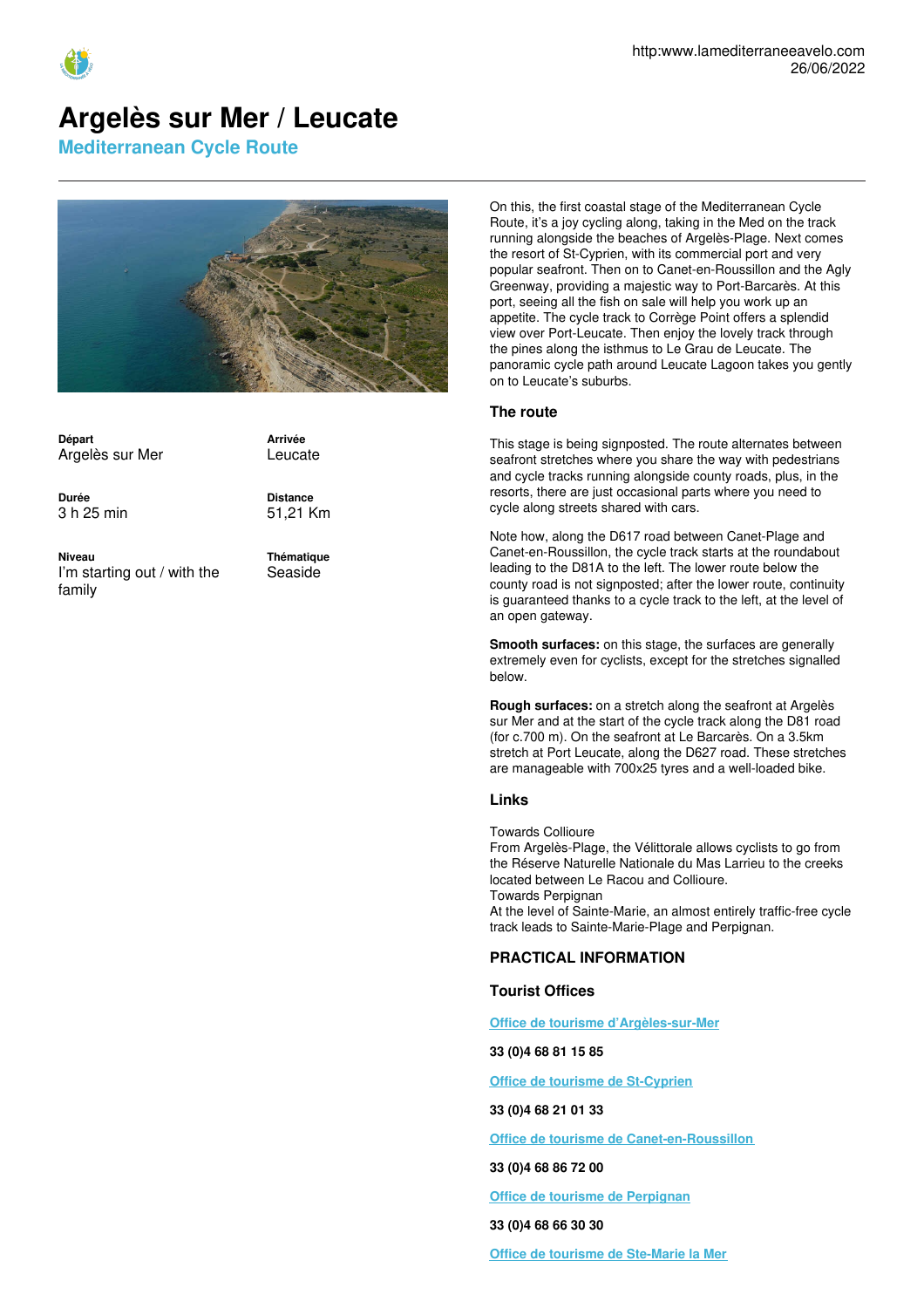http:www.lamediterraneeavelo.com
26/06/2022

# Argelès sur Mer / Leucate

## Mediterranean Cycle Route

**Départ**
Argelès sur Mer

**Arrivée**
Leucate

**Durée**
3 h 25 min

**Distance**
51,21 Km

**Niveau**
I'm starting out / with the family

**Thématique**
Seaside

On this, the first coastal stage of the Mediterranean Cycle Route, it's a joy cycling along, taking in the Med on the track running alongside the beaches of Argelès-Plage. Next comes the resort of St-Cyprien, with its commercial port and very popular seafront. Then on to Canet-en-Roussillon and the Agly Greenway, providing a majestic way to Port-Barcarès. At this port, seeing all the fish on sale will help you work up an appetite. The cycle track to Corrège Point offers a splendid view over Port-Leucate. Then enjoy the lovely track through the pines along the isthmus to Le Grau de Leucate. The panoramic cycle path around Leucate Lagoon takes you gently on to Leucate's suburbs.

### The route

This stage is being signposted. The route alternates between seafront stretches where you share the way with pedestrians and cycle tracks running alongside county roads, plus, in the resorts, there are just occasional parts where you need to cycle along streets shared with cars.

Note how, along the D617 road between Canet-Plage and Canet-en-Roussillon, the cycle track starts at the roundabout leading to the D81A to the left. The lower route below the county road is not signposted; after the lower route, continuity is guaranteed thanks to a cycle track to the left, at the level of an open gateway.

**Smooth surfaces:** on this stage, the surfaces are generally extremely even for cyclists, except for the stretches signalled below.

**Rough surfaces:** on a stretch along the seafront at Argelès sur Mer and at the start of the cycle track along the D81 road (for c.700 m). On the seafront at Le Barcarès. On a 3.5km stretch at Port Leucate, along the D627 road. These stretches are manageable with 700x25 tyres and a well-loaded bike.

### Links

Towards Collioure
From Argelès-Plage, the Vélittorale allows cyclists to go from the Réserve Naturelle Nationale du Mas Larrieu to the creeks located between Le Racou and Collioure.
Towards Perpignan
At the level of Sainte-Marie, an almost entirely traffic-free cycle track leads to Sainte-Marie-Plage and Perpignan.

### PRACTICAL INFORMATION

### Tourist Offices

Office de tourisme d'Argèles-sur-Mer

**33 (0)4 68 81 15 85**

Office de tourisme de St-Cyprien

**33 (0)4 68 21 01 33**

Office de tourisme de Canet-en-Roussillon

**33 (0)4 68 86 72 00**

Office de tourisme de Perpignan

**33 (0)4 68 66 30 30**

Office de tourisme de Ste-Marie la Mer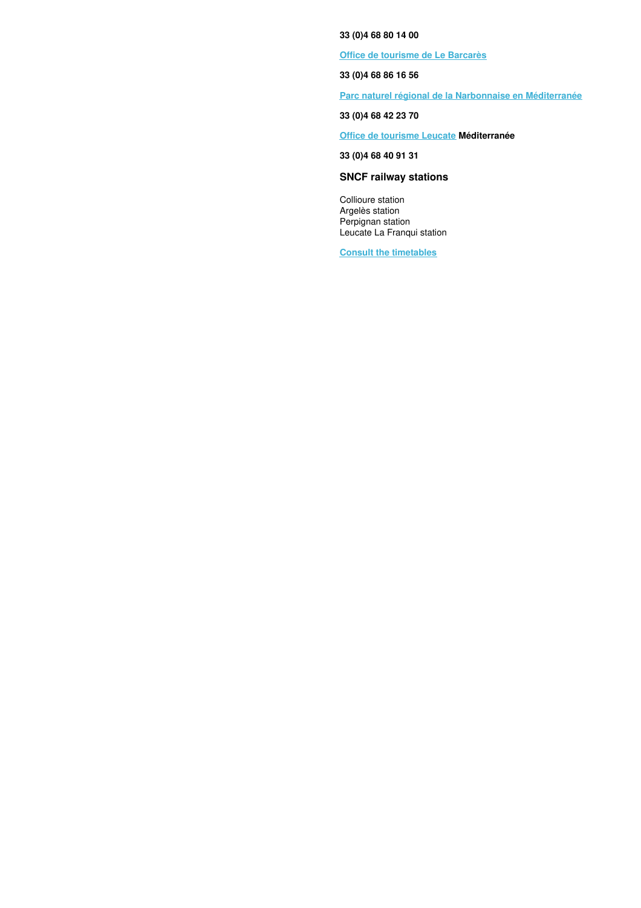**33 (0)4 68 80 14 00**

**Office de tourisme de Le Barcarès**

**33 (0)4 68 86 16 56**

**Parc naturel régional de la Narbonnaise en Méditerranée**

**33 (0)4 68 42 23 70**

**Office de tourisme Leucate Méditerranée**

**33 (0)4 68 40 91 31**

### SNCF railway stations

Collioure station
Argelès station
Perpignan station
Leucate La Franqui station

**Consult the timetables**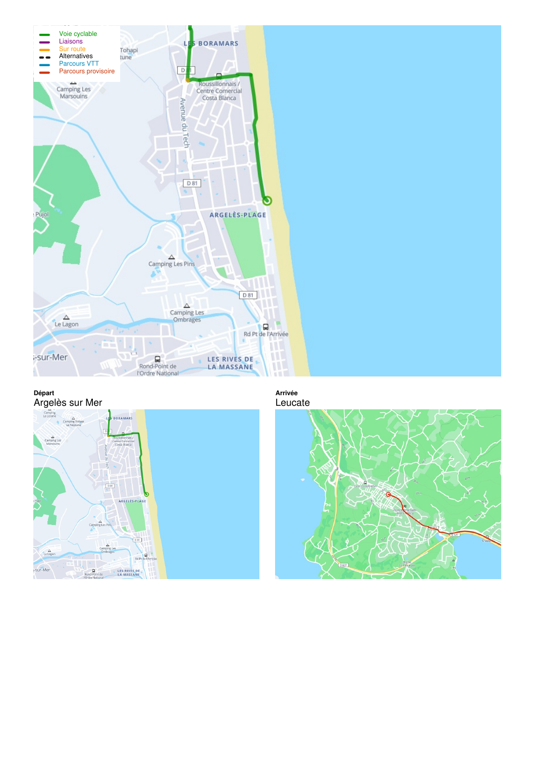Voie cyclable
Liaisons
Sur route
Alternatives
Parcours VTT
Parcours provisoire

**Départ**

Argelès sur Mer

**Arrivée**

Leucate